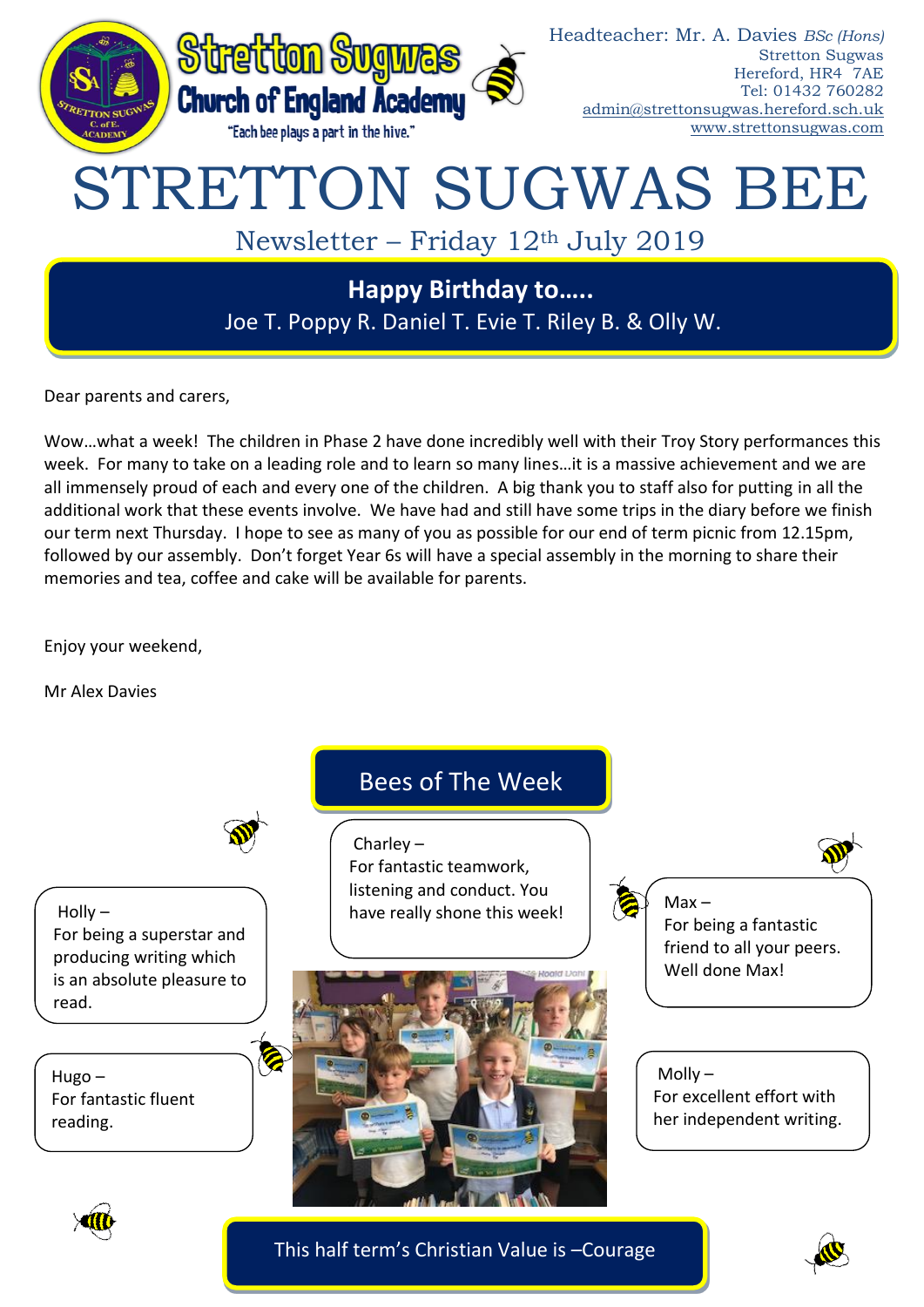Headteacher: Mr. A. Davies *BSc (Hons)*
Stretton Sugwas
Hereford, HR4 7AE
Tel: 01432 760282
admin@strettonsugwas.hereford.sch.uk
www.strettonsugwas.com

**Stretton Sugwas Church of England Academy**

"Each bee plays a part in the hive."

# STRETTON SUGWAS BEE

## Newsletter – Friday 12th July 2019

**Happy Birthday to…..**
Joe T. Poppy R. Daniel T. Evie T. Riley B. & Olly W.

Dear parents and carers,

Wow…what a week! The children in Phase 2 have done incredibly well with their Troy Story performances this week. For many to take on a leading role and to learn so many lines…it is a massive achievement and we are all immensely proud of each and every one of the children. A big thank you to staff also for putting in all the additional work that these events involve. We have had and still have some trips in the diary before we finish our term next Thursday. I hope to see as many of you as possible for our end of term picnic from 12.15pm, followed by our assembly. Don't forget Year 6s will have a special assembly in the morning to share their memories and tea, coffee and cake will be available for parents.

Enjoy your weekend,

Mr Alex Davies

## Bees of The Week

Charley –
For fantastic teamwork, listening and conduct. You have really shone this week!

Holly –
For being a superstar and producing writing which is an absolute pleasure to read.

Max –
For being a fantastic friend to all your peers. Well done Max!

Hugo –
For fantastic fluent reading.

Molly –
For excellent effort with her independent writing.

This half term's Christian Value is –Courage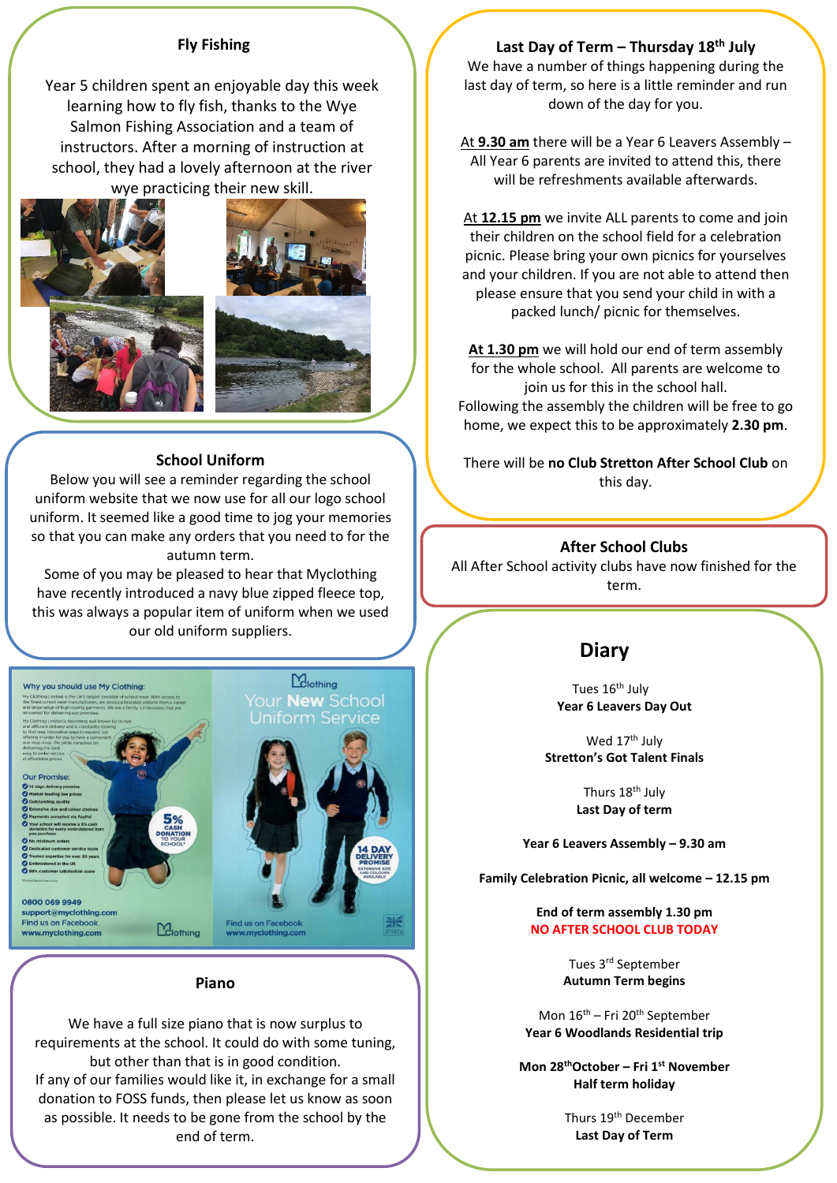### Fly Fishing

Year 5 children spent an enjoyable day this week learning how to fly fish, thanks to the Wye Salmon Fishing Association and a team of instructors. After a morning of instruction at school, they had a lovely afternoon at the river wye practicing their new skill.

### School Uniform

Below you will see a reminder regarding the school uniform website that we now use for all our logo school uniform. It seemed like a good time to jog your memories so that you can make any orders that you need to for the autumn term.

Some of you may be pleased to hear that Myclothing have recently introduced a navy blue zipped fleece top, this was always a popular item of uniform when we used our old uniform suppliers.

Why you should use My Clothing:

Our Promise:

- 14 days delivery promise
- Market leading low prices
- Outstanding quality
- Extensive size and colour choices
- Payments accepted via PayPal
- Your school will receive a 5% cash donation for every embroidered item you purchase
- No minimum orders
- Dedicated customer service team
- Trusted expertise for over 30 years
- Embroidered in the UK
- 98% customer satisfaction score

5% CASH DONATION TO YOUR SCHOOL

0800 069 9949
support@myclothing.com
Find us on Facebook
www.myclothing.com

Myclothing — Your New School Uniform Service

14 DAY DELIVERY PROMISE — EXTENSIVE SIZE AND COLOURS AVAILABLE

Find us on Facebook
www.myclothing.com

### Piano

We have a full size piano that is now surplus to requirements at the school. It could do with some tuning, but other than that is in good condition.

If any of our families would like it, in exchange for a small donation to FOSS funds, then please let us know as soon as possible. It needs to be gone from the school by the end of term.

### Last Day of Term – Thursday 18th July

We have a number of things happening during the last day of term, so here is a little reminder and run down of the day for you.

At **9.30 am** there will be a Year 6 Leavers Assembly – All Year 6 parents are invited to attend this, there will be refreshments available afterwards.

At **12.15 pm** we invite ALL parents to come and join their children on the school field for a celebration picnic. Please bring your own picnics for yourselves and your children. If you are not able to attend then please ensure that you send your child in with a packed lunch/ picnic for themselves.

**At 1.30 pm** we will hold our end of term assembly for the whole school. All parents are welcome to join us for this in the school hall.

Following the assembly the children will be free to go home, we expect this to be approximately **2.30 pm**.

There will be **no Club Stretton After School Club** on this day.

### After School Clubs

All After School activity clubs have now finished for the term.

## Diary

Tues 16th July
**Year 6 Leavers Day Out**

Wed 17th July
**Stretton's Got Talent Finals**

Thurs 18th July
**Last Day of term**

**Year 6 Leavers Assembly – 9.30 am**

**Family Celebration Picnic, all welcome – 12.15 pm**

**End of term assembly 1.30 pm**
**NO AFTER SCHOOL CLUB TODAY**

Tues 3rd September
**Autumn Term begins**

Mon 16th – Fri 20th September
**Year 6 Woodlands Residential trip**

**Mon 28th October – Fri 1st November**
**Half term holiday**

Thurs 19th December
**Last Day of Term**